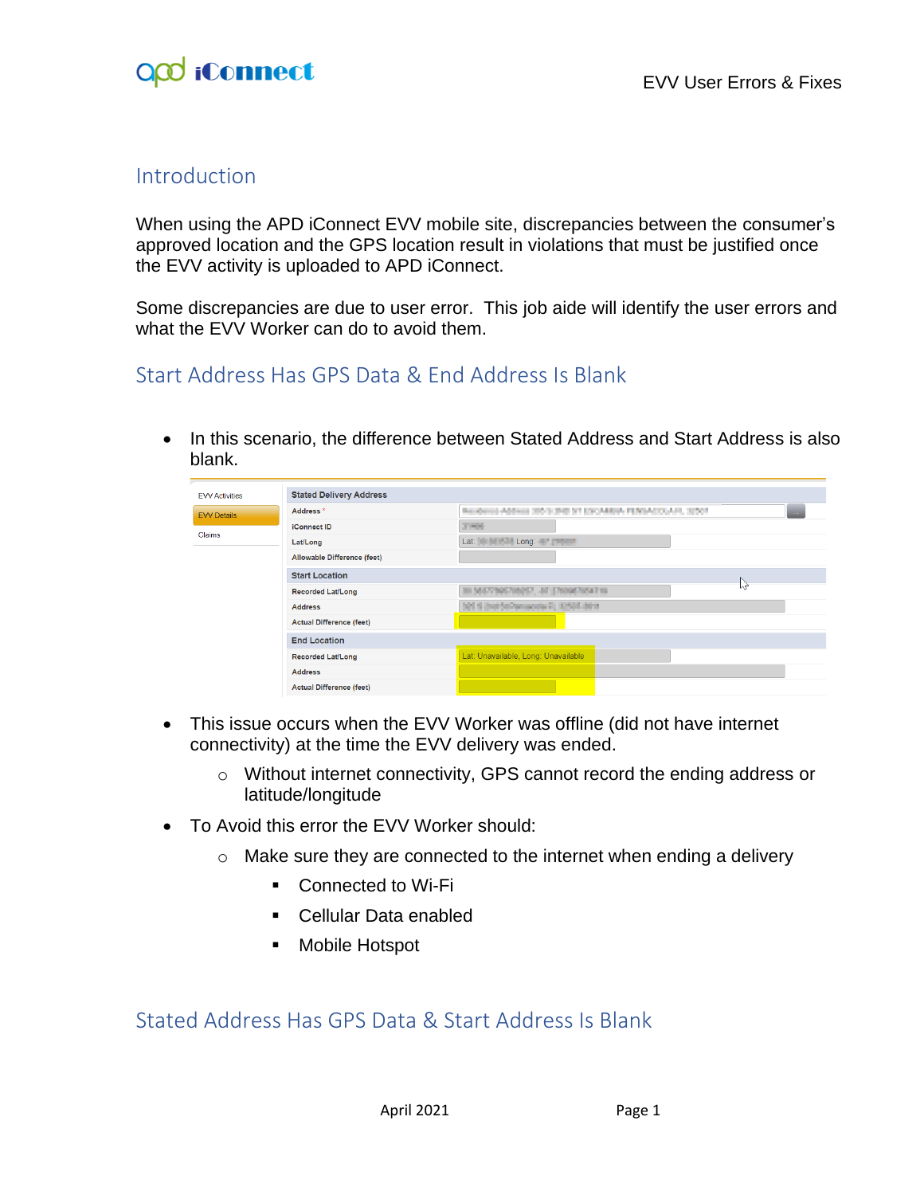## Introduction

When using the APD iConnect EVV mobile site, discrepancies between the consumer's approved location and the GPS location result in violations that must be justified once the EVV activity is uploaded to APD iConnect.

Some discrepancies are due to user error. This job aide will identify the user errors and what the EVV Worker can do to avoid them.

## Start Address Has GPS Data & End Address Is Blank

- In this scenario, the difference between Stated Address and Start Address is also blank.

- This issue occurs when the EVV Worker was offline (did not have internet connectivity) at the time the EVV delivery was ended.
  - Without internet connectivity, GPS cannot record the ending address or latitude/longitude
- To Avoid this error the EVV Worker should:
  - Make sure they are connected to the internet when ending a delivery
    - Connected to Wi-Fi
    - Cellular Data enabled
    - Mobile Hotspot

## Stated Address Has GPS Data & Start Address Is Blank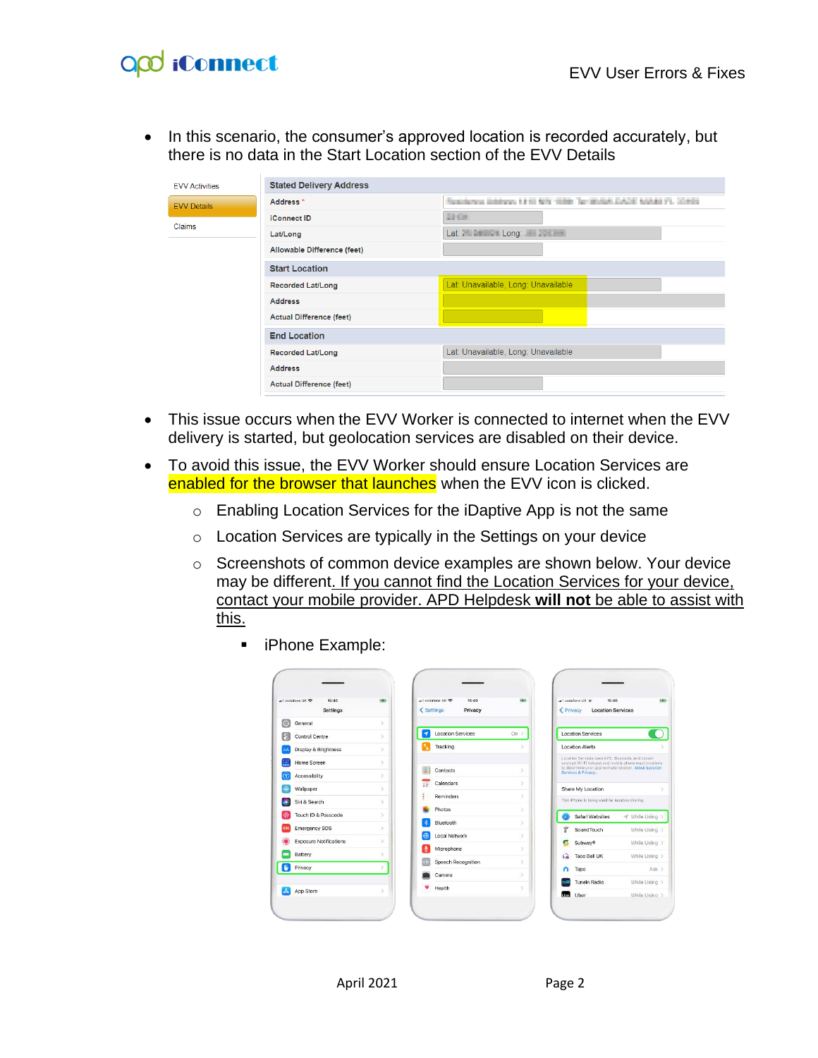- In this scenario, the consumer's approved location is recorded accurately, but there is no data in the Start Location section of the EVV Details

- This issue occurs when the EVV Worker is connected to internet when the EVV delivery is started, but geolocation services are disabled on their device.
- To avoid this issue, the EVV Worker should ensure Location Services are enabled for the browser that launches when the EVV icon is clicked.
  - Enabling Location Services for the iDaptive App is not the same
  - Location Services are typically in the Settings on your device
  - Screenshots of common device examples are shown below. Your device may be different. If you cannot find the Location Services for your device, contact your mobile provider. APD Helpdesk **will not** be able to assist with this.
    - iPhone Example: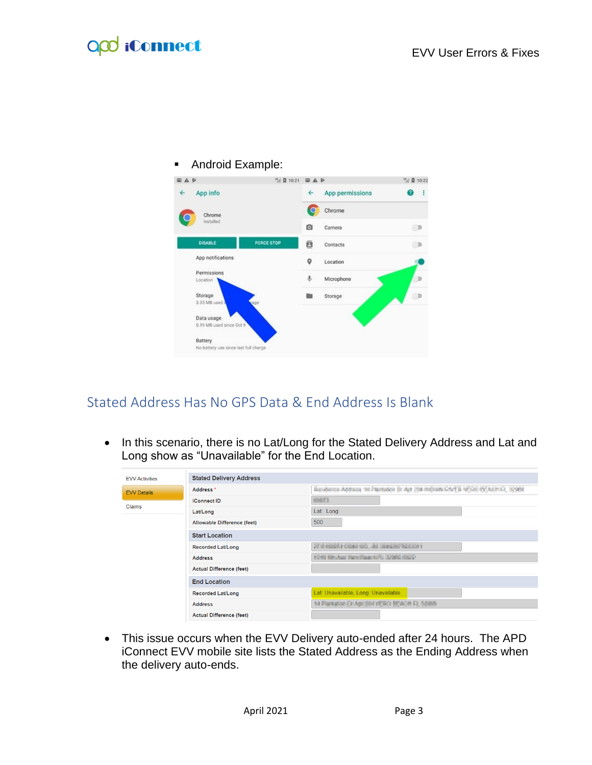- Android Example:

## Stated Address Has No GPS Data & End Address Is Blank

- In this scenario, there is no Lat/Long for the Stated Delivery Address and Lat and Long show as "Unavailable" for the End Location.

- This issue occurs when the EVV Delivery auto-ended after 24 hours. The APD iConnect EVV mobile site lists the Stated Address as the Ending Address when the delivery auto-ends.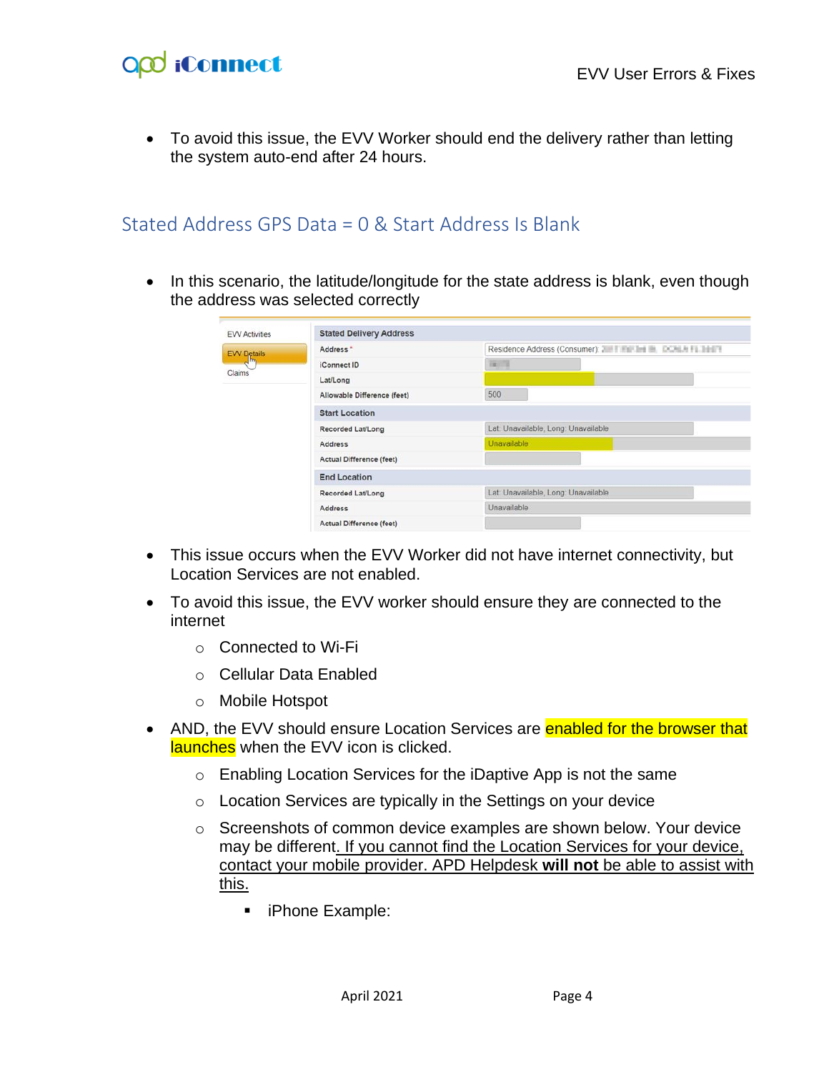- To avoid this issue, the EVV Worker should end the delivery rather than letting the system auto-end after 24 hours.

## Stated Address GPS Data = 0 & Start Address Is Blank

- In this scenario, the latitude/longitude for the state address is blank, even though the address was selected correctly

| EVV Activities | | |
|---|---|---|
| EVV Details | **Stated Delivery Address** | |
| Claims | Address * | Residence Address (Consumer): |
| | iConnect ID | |
| | Lat/Long | |
| | Allowable Difference (feet) | 500 |
| | **Start Location** | |
| | Recorded Lat/Long | Lat: Unavailable, Long: Unavailable |
| | Address | Unavailable |
| | Actual Difference (feet) | |
| | **End Location** | |
| | Recorded Lat/Long | Lat: Unavailable, Long: Unavailable |
| | Address | Unavailable |
| | Actual Difference (feet) | |

- This issue occurs when the EVV Worker did not have internet connectivity, but Location Services are not enabled.
- To avoid this issue, the EVV worker should ensure they are connected to the internet
  - Connected to Wi-Fi
  - Cellular Data Enabled
  - Mobile Hotspot
- AND, the EVV should ensure Location Services are enabled for the browser that launches when the EVV icon is clicked.
  - Enabling Location Services for the iDaptive App is not the same
  - Location Services are typically in the Settings on your device
  - Screenshots of common device examples are shown below. Your device may be different. If you cannot find the Location Services for your device, contact your mobile provider. APD Helpdesk **will not** be able to assist with this.
    - iPhone Example: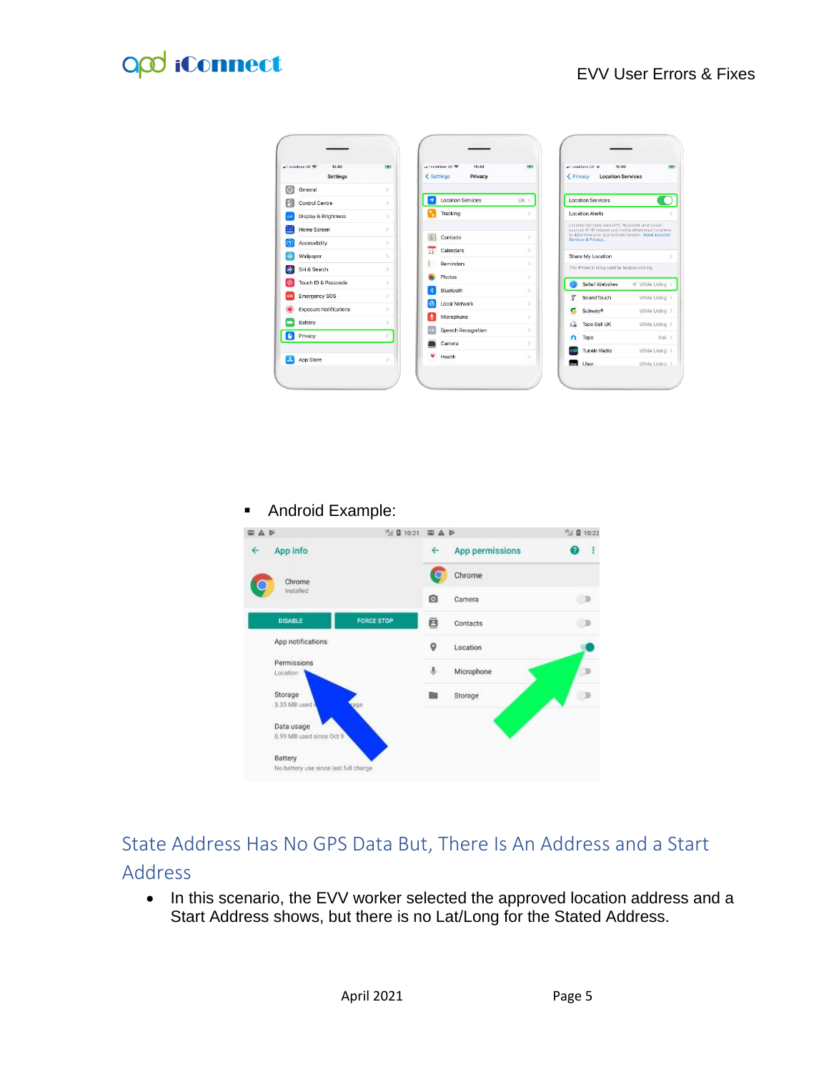- Android Example:

## State Address Has No GPS Data But, There Is An Address and a Start Address

- In this scenario, the EVV worker selected the approved location address and a Start Address shows, but there is no Lat/Long for the Stated Address.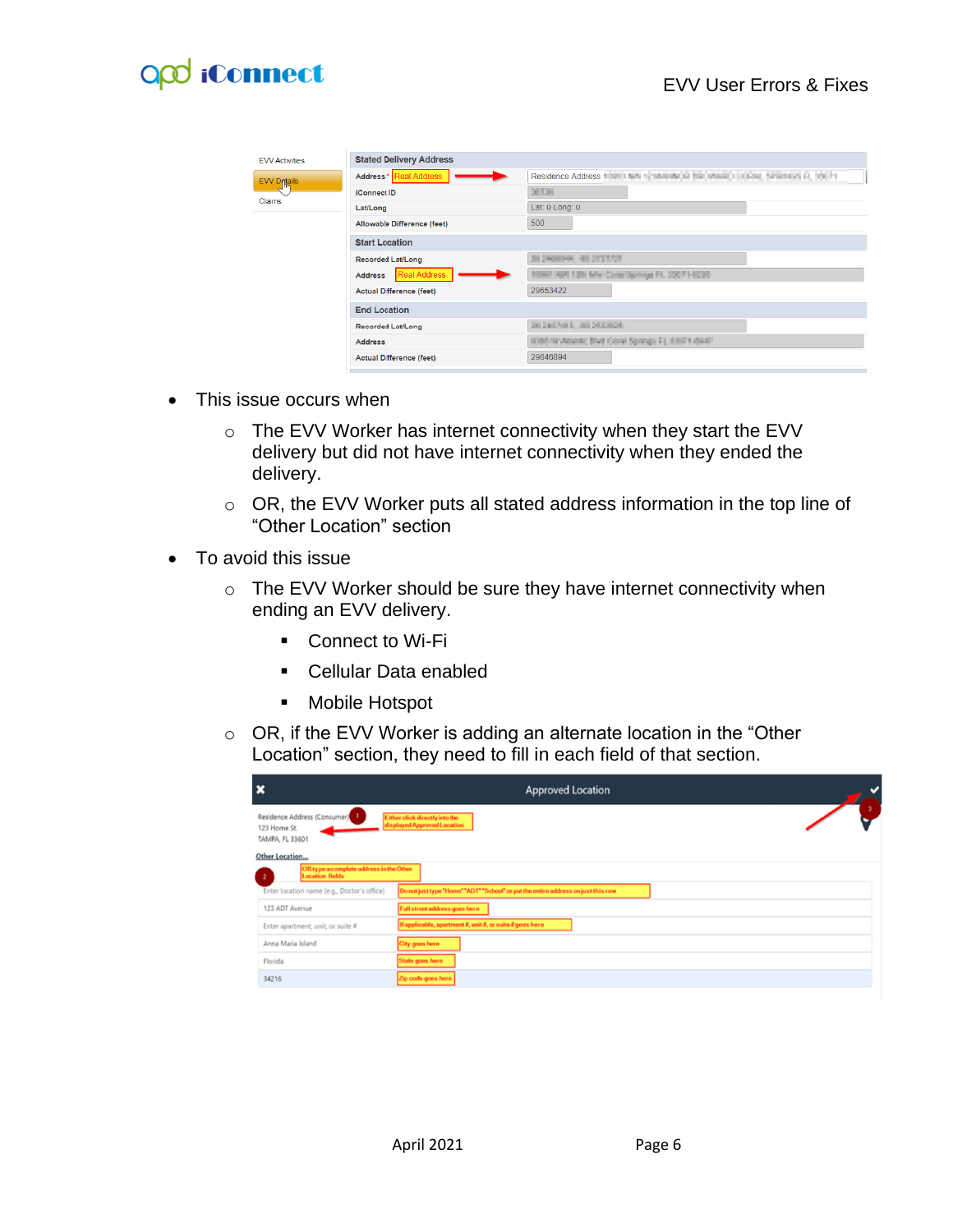- This issue occurs when
  - The EVV Worker has internet connectivity when they start the EVV delivery but did not have internet connectivity when they ended the delivery.
  - OR, the EVV Worker puts all stated address information in the top line of "Other Location" section
- To avoid this issue
  - The EVV Worker should be sure they have internet connectivity when ending an EVV delivery.
    - Connect to Wi-Fi
    - Cellular Data enabled
    - Mobile Hotspot
  - OR, if the EVV Worker is adding an alternate location in the "Other Location" section, they need to fill in each field of that section.